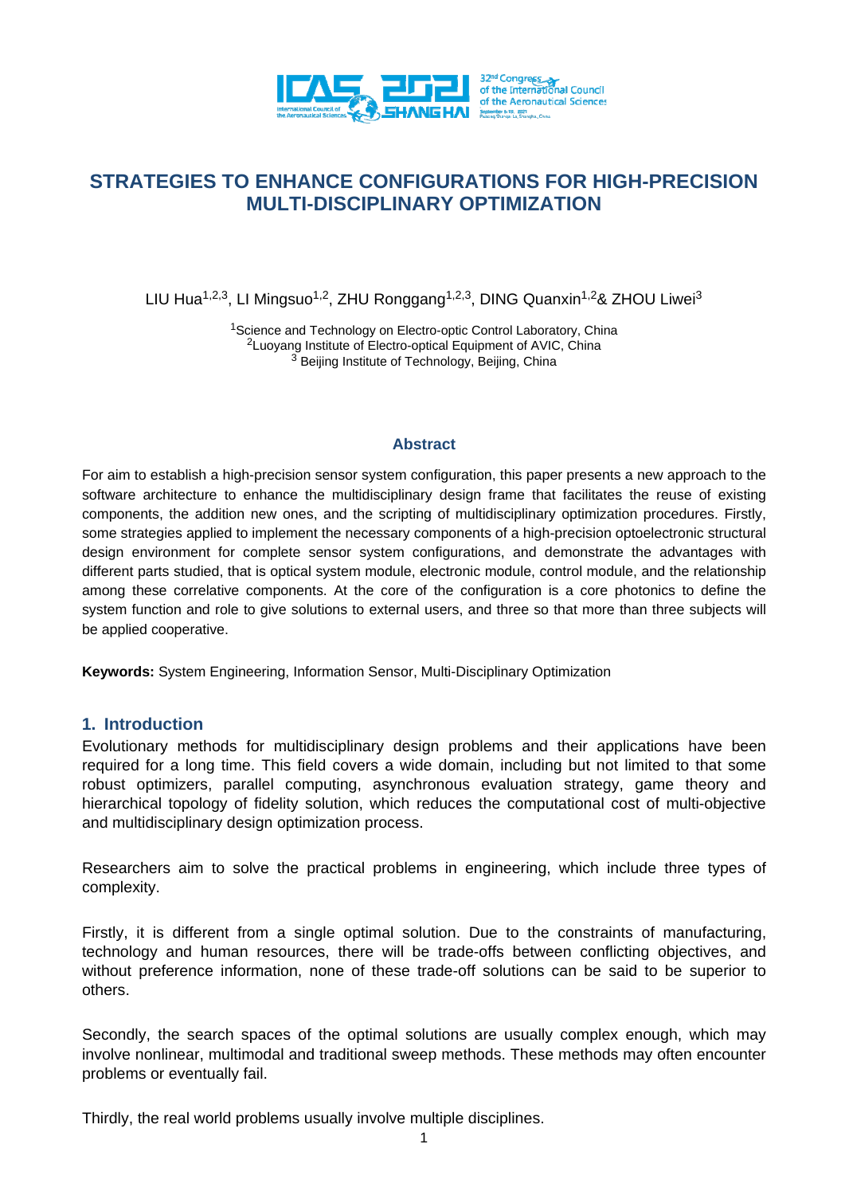# STRATEGIES TO ENHANCE CONFIGURATIONS FOR HIGH-PRECISION MULTI-DISCIPLINARY OPTIMIZATION

LIU Hua[1,2,3], LI Mingsuo[1,2], ZHU Ronggang[1,2,3], DING Quanxin[1,2]& ZHOU Liwei[3]

[1]Science and Technology on Electro-optic Control Laboratory, China
[2]Luoyang Institute of Electro-optical Equipment of AVIC, China
[3] Beijing Institute of Technology, Beijing, China

## Abstract

For aim to establish a high-precision sensor system configuration, this paper presents a new approach to the software architecture to enhance the multidisciplinary design frame that facilitates the reuse of existing components, the addition new ones, and the scripting of multidisciplinary optimization procedures. Firstly, some strategies applied to implement the necessary components of a high-precision optoelectronic structural design environment for complete sensor system configurations, and demonstrate the advantages with different parts studied, that is optical system module, electronic module, control module, and the relationship among these correlative components. At the core of the configuration is a core photonics to define the system function and role to give solutions to external users, and three so that more than three subjects will be applied cooperative.

**Keywords:** System Engineering, Information Sensor, Multi-Disciplinary Optimization

## 1. Introduction

Evolutionary methods for multidisciplinary design problems and their applications have been required for a long time. This field covers a wide domain, including but not limited to that some robust optimizers, parallel computing, asynchronous evaluation strategy, game theory and hierarchical topology of fidelity solution, which reduces the computational cost of multi-objective and multidisciplinary design optimization process.

Researchers aim to solve the practical problems in engineering, which include three types of complexity.

Firstly, it is different from a single optimal solution. Due to the constraints of manufacturing, technology and human resources, there will be trade-offs between conflicting objectives, and without preference information, none of these trade-off solutions can be said to be superior to others.

Secondly, the search spaces of the optimal solutions are usually complex enough, which may involve nonlinear, multimodal and traditional sweep methods. These methods may often encounter problems or eventually fail.

Thirdly, the real world problems usually involve multiple disciplines.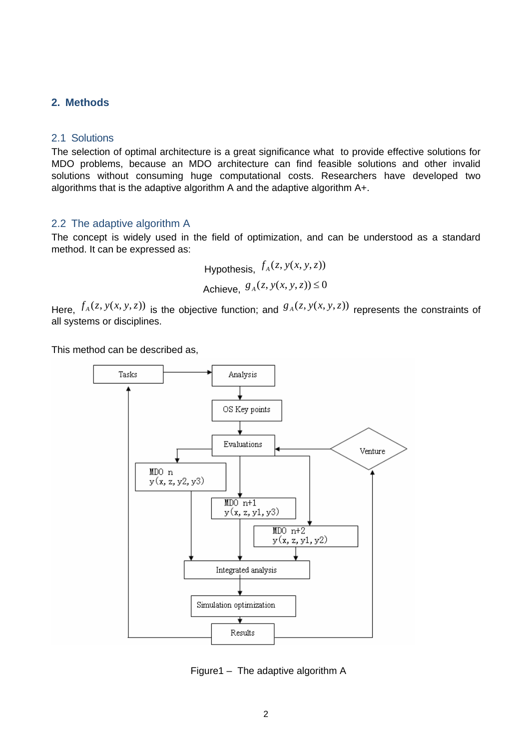## 2. Methods

### 2.1 Solutions

The selection of optimal architecture is a great significance what to provide effective solutions for MDO problems, because an MDO architecture can find feasible solutions and other invalid solutions without consuming huge computational costs. Researchers have developed two algorithms that is the adaptive algorithm A and the adaptive algorithm A+.

### 2.2 The adaptive algorithm A

The concept is widely used in the field of optimization, and can be understood as a standard method. It can be expressed as:

$$\text{Hypothesis, } f_A(z, y(x, y, z))$$

$$\text{Achieve, } g_A(z, y(x, y, z)) \leq 0$$

Here, $f_A(z, y(x, y, z))$ is the objective function; and $g_A(z, y(x, y, z))$ represents the constraints of all systems or disciplines.

This method can be described as,

Tasks → Analysis → OS Key points → Evaluations → MDO n $y(x, z, y2, y3)$ / MDO n+1 $y(x, z, y1, y3)$ / MDO n+2 $y(x, z, y1, y2)$ → Integrated analysis → Simulation optimization → Results → Tasks; Results → Venture → Evaluations

Figure1 – The adaptive algorithm A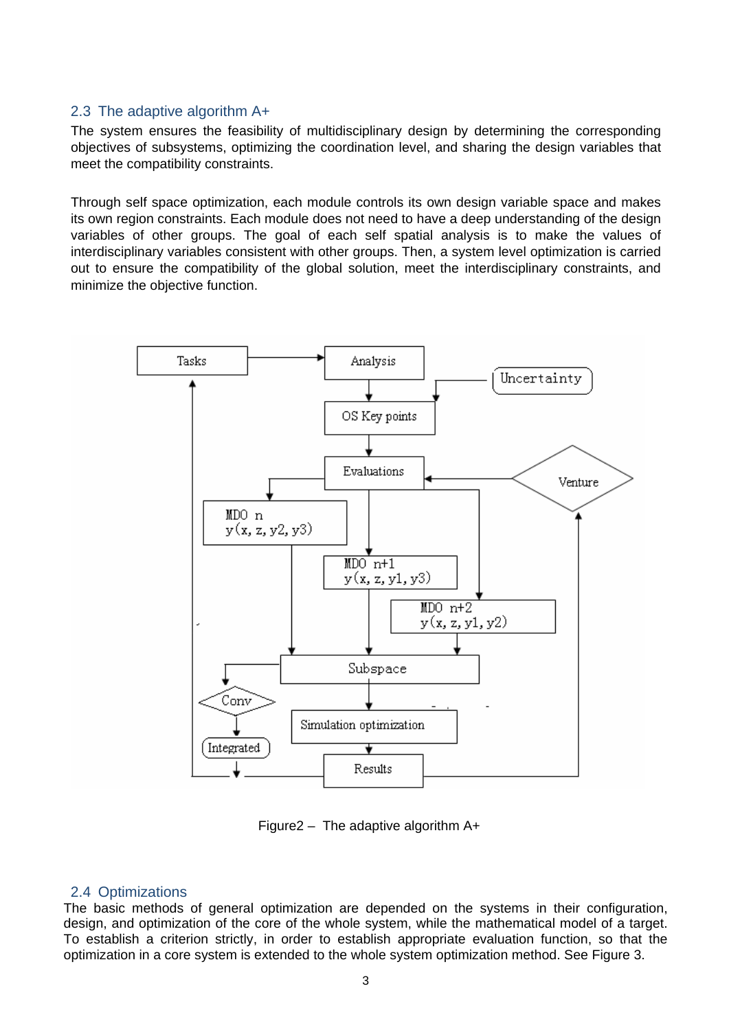## 2.3 The adaptive algorithm A+

The system ensures the feasibility of multidisciplinary design by determining the corresponding objectives of subsystems, optimizing the coordination level, and sharing the design variables that meet the compatibility constraints.

Through self space optimization, each module controls its own design variable space and makes its own region constraints. Each module does not need to have a deep understanding of the design variables of other groups. The goal of each self spatial analysis is to make the values of interdisciplinary variables consistent with other groups. Then, a system level optimization is carried out to ensure the compatibility of the global solution, meet the interdisciplinary constraints, and minimize the objective function.

Figure2 – The adaptive algorithm A+

## 2.4 Optimizations

The basic methods of general optimization are depended on the systems in their configuration, design, and optimization of the core of the whole system, while the mathematical model of a target. To establish a criterion strictly, in order to establish appropriate evaluation function, so that the optimization in a core system is extended to the whole system optimization method. See Figure 3.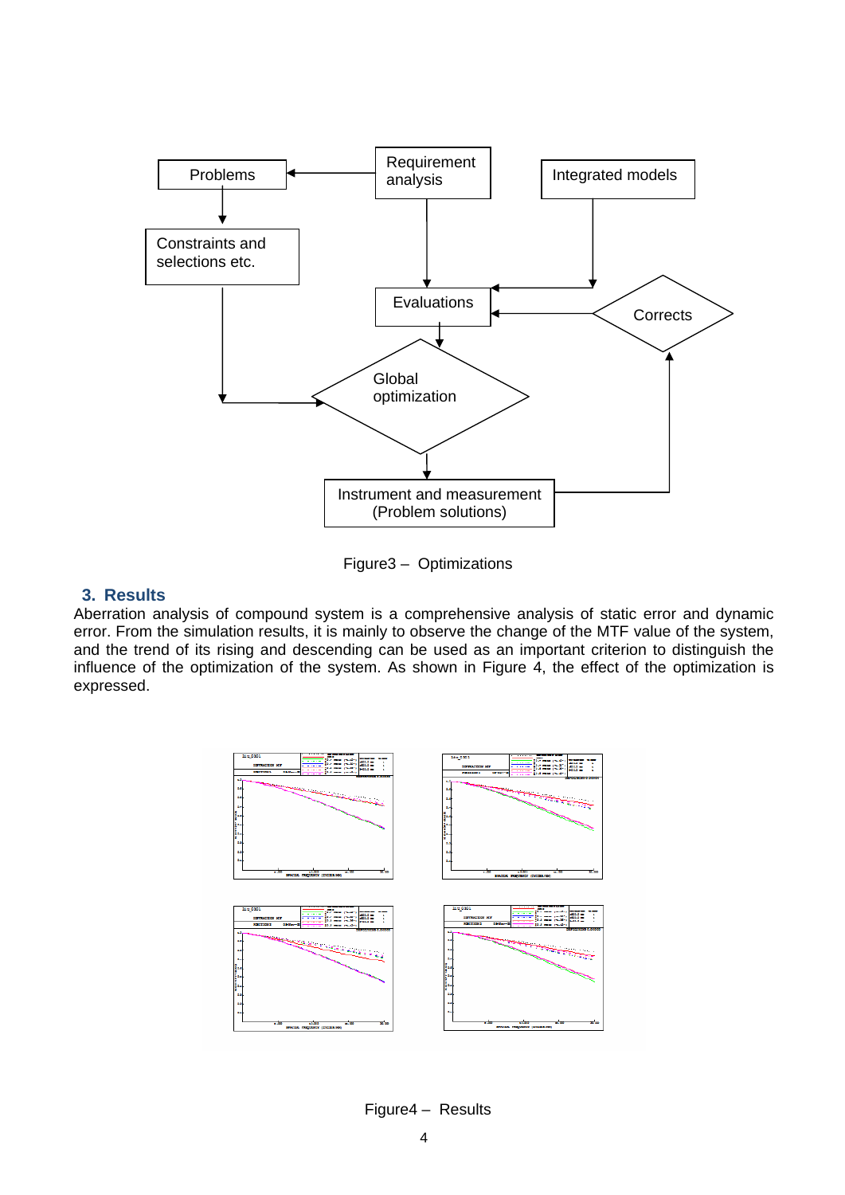Figure3 – Optimizations

## 3. Results

Aberration analysis of compound system is a comprehensive analysis of static error and dynamic error. From the simulation results, it is mainly to observe the change of the MTF value of the system, and the trend of its rising and descending can be used as an important criterion to distinguish the influence of the optimization of the system. As shown in Figure 4, the effect of the optimization is expressed.

Figure4 – Results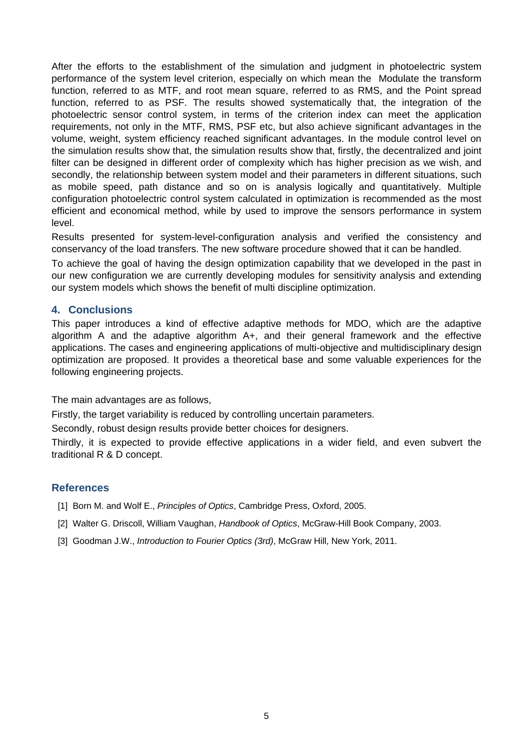After the efforts to the establishment of the simulation and judgment in photoelectric system performance of the system level criterion, especially on which mean the Modulate the transform function, referred to as MTF, and root mean square, referred to as RMS, and the Point spread function, referred to as PSF. The results showed systematically that, the integration of the photoelectric sensor control system, in terms of the criterion index can meet the application requirements, not only in the MTF, RMS, PSF etc, but also achieve significant advantages in the volume, weight, system efficiency reached significant advantages. In the module control level on the simulation results show that, the simulation results show that, firstly, the decentralized and joint filter can be designed in different order of complexity which has higher precision as we wish, and secondly, the relationship between system model and their parameters in different situations, such as mobile speed, path distance and so on is analysis logically and quantitatively. Multiple configuration photoelectric control system calculated in optimization is recommended as the most efficient and economical method, while by used to improve the sensors performance in system level.

Results presented for system-level-configuration analysis and verified the consistency and conservancy of the load transfers. The new software procedure showed that it can be handled.

To achieve the goal of having the design optimization capability that we developed in the past in our new configuration we are currently developing modules for sensitivity analysis and extending our system models which shows the benefit of multi discipline optimization.

## 4. Conclusions

This paper introduces a kind of effective adaptive methods for MDO, which are the adaptive algorithm A and the adaptive algorithm A+, and their general framework and the effective applications. The cases and engineering applications of multi-objective and multidisciplinary design optimization are proposed. It provides a theoretical base and some valuable experiences for the following engineering projects.

The main advantages are as follows,

Firstly, the target variability is reduced by controlling uncertain parameters.

Secondly, robust design results provide better choices for designers.

Thirdly, it is expected to provide effective applications in a wider field, and even subvert the traditional R & D concept.

## References

[1] Born M. and Wolf E., *Principles of Optics*, Cambridge Press, Oxford, 2005.

[2] Walter G. Driscoll, William Vaughan, *Handbook of Optics*, McGraw-Hill Book Company, 2003.

[3] Goodman J.W., *Introduction to Fourier Optics (3rd)*, McGraw Hill, New York, 2011.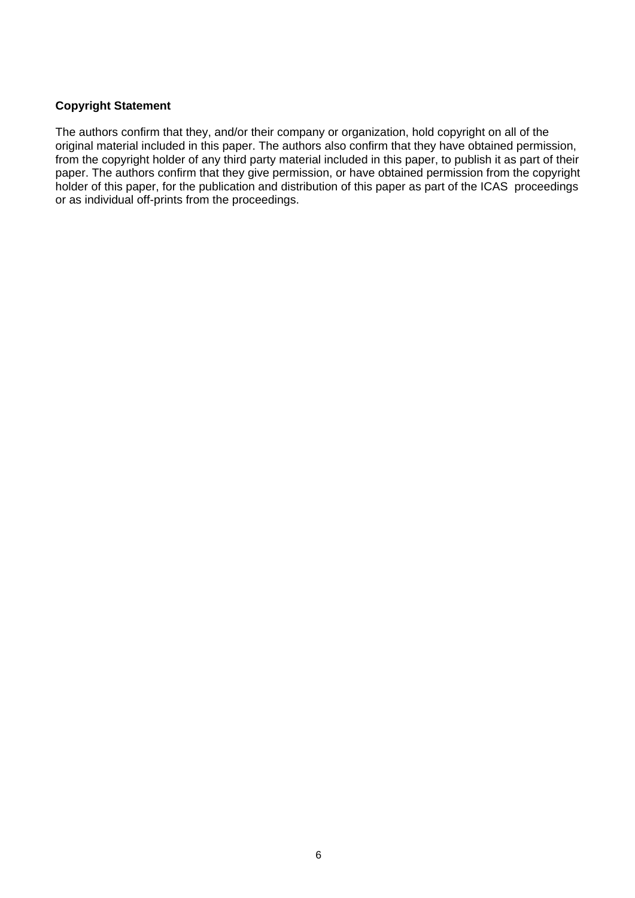**Copyright Statement**

The authors confirm that they, and/or their company or organization, hold copyright on all of the original material included in this paper. The authors also confirm that they have obtained permission, from the copyright holder of any third party material included in this paper, to publish it as part of their paper. The authors confirm that they give permission, or have obtained permission from the copyright holder of this paper, for the publication and distribution of this paper as part of the ICAS proceedings or as individual off-prints from the proceedings.